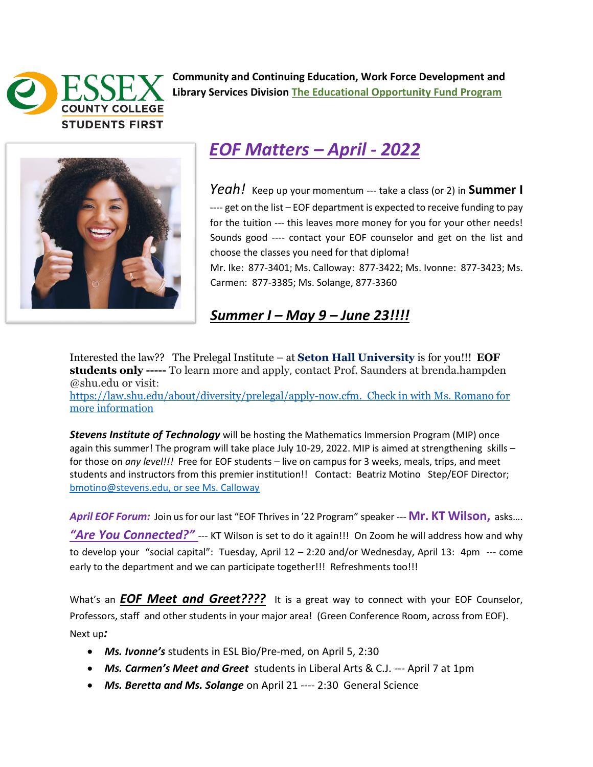**Community and Continuing Education, Work Force Development and Library Services Division** The Educational Opportunity Fund Program

# *EOF Matters – April - 2022*

*Yeah!* Keep up your momentum --- take a class (or 2) in **Summer I** ---- get on the list – EOF department is expected to receive funding to pay for the tuition --- this leaves more money for you for your other needs! Sounds good ---- contact your EOF counselor and get on the list and choose the classes you need for that diploma!

Mr. Ike: 877-3401; Ms. Calloway: 877-3422; Ms. Ivonne: 877-3423; Ms. Carmen: 877-3385; Ms. Solange, 877-3360

## *Summer I – May 9 – June 23!!!!*

Interested the law?? The Prelegal Institute – at **Seton Hall University** is for you!!! **EOF students only -----** To learn more and apply, contact Prof. Saunders at brenda.hampden @shu.edu or visit: https://law.shu.edu/about/diversity/prelegal/apply-now.cfm. Check in with Ms. Romano for more information

***Stevens Institute of Technology*** will be hosting the Mathematics Immersion Program (MIP) once again this summer! The program will take place July 10-29, 2022. MIP is aimed at strengthening skills – for those on *any level!!!* Free for EOF students – live on campus for 3 weeks, meals, trips, and meet students and instructors from this premier institution!! Contact: Beatriz Motino Step/EOF Director; bmotino@stevens.edu, or see Ms. Calloway

***April EOF Forum:*** Join us for our last "EOF Thrives in '22 Program" speaker --- **Mr. KT Wilson,** asks…. ***"Are You Connected?"*** --- KT Wilson is set to do it again!!! On Zoom he will address how and why to develop your "social capital": Tuesday, April 12 – 2:20 and/or Wednesday, April 13: 4pm --- come early to the department and we can participate together!!! Refreshments too!!!

What's an ***EOF Meet and Greet????*** It is a great way to connect with your EOF Counselor, Professors, staff and other students in your major area! (Green Conference Room, across from EOF). Next up***:***

- ***Ms. Ivonne's*** students in ESL Bio/Pre-med, on April 5, 2:30
- ***Ms. Carmen's Meet and Greet*** students in Liberal Arts & C.J. --- April 7 at 1pm
- ***Ms. Beretta and Ms. Solange*** on April 21 ---- 2:30 General Science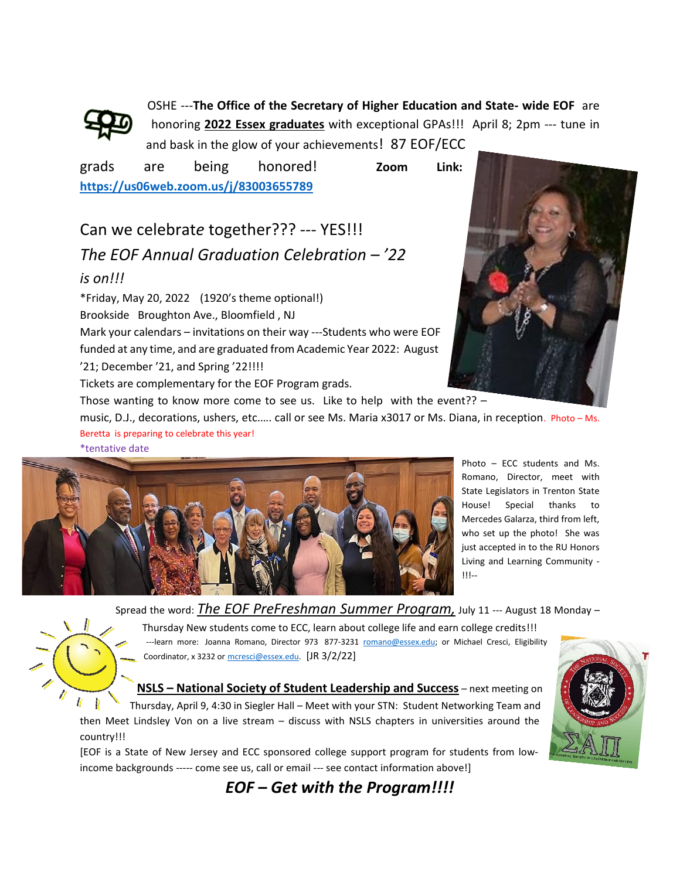OSHE ---**The Office of the Secretary of Higher Education and State- wide EOF** are honoring **2022 Essex graduates** with exceptional GPAs!!! April 8; 2pm --- tune in and bask in the glow of your achievements! 87 EOF/ECC grads are being honored! **Zoom Link:** **https://us06web.zoom.us/j/83003655789**

## Can we celebrate together??? --- YES!!!

## *The EOF Annual Graduation Celebration – '22 is on!!!*

*Friday, May 20, 2022 (1920's theme optional!)

Brookside Broughton Ave., Bloomfield , NJ

Mark your calendars – invitations on their way ---Students who were EOF funded at any time, and are graduated from Academic Year 2022: August '21; December '21, and Spring '22!!!!

Tickets are complementary for the EOF Program grads.

Those wanting to know more come to see us. Like to help with the event?? – music, D.J., decorations, ushers, etc..... call or see Ms. Maria x3017 or Ms. Diana, in reception. Photo – Ms. Beretta is preparing to celebrate this year!

*tentative date

Photo – ECC students and Ms. Romano, Director, meet with State Legislators in Trenton State House! Special thanks to Mercedes Galarza, third from left, who set up the photo! She was just accepted in to the RU Honors Living and Learning Community -!!!--

Spread the word: ***The EOF PreFreshman Summer Program,*** July 11 --- August 18 Monday – Thursday New students come to ECC, learn about college life and earn college credits!!! ---learn more: Joanna Romano, Director 973 877-3231 romano@essex.edu; or Michael Cresci, Eligibility Coordinator, x 3232 or mcresci@essex.edu. [JR 3/2/22]

**NSLS – National Society of Student Leadership and Success** – next meeting on Thursday, April 9, 4:30 in Siegler Hall – Meet with your STN: Student Networking Team and then Meet Lindsley Von on a live stream – discuss with NSLS chapters in universities around the country!!!

[EOF is a State of New Jersey and ECC sponsored college support program for students from low-income backgrounds ----- come see us, call or email --- see contact information above!]

## ***EOF – Get with the Program!!!!***